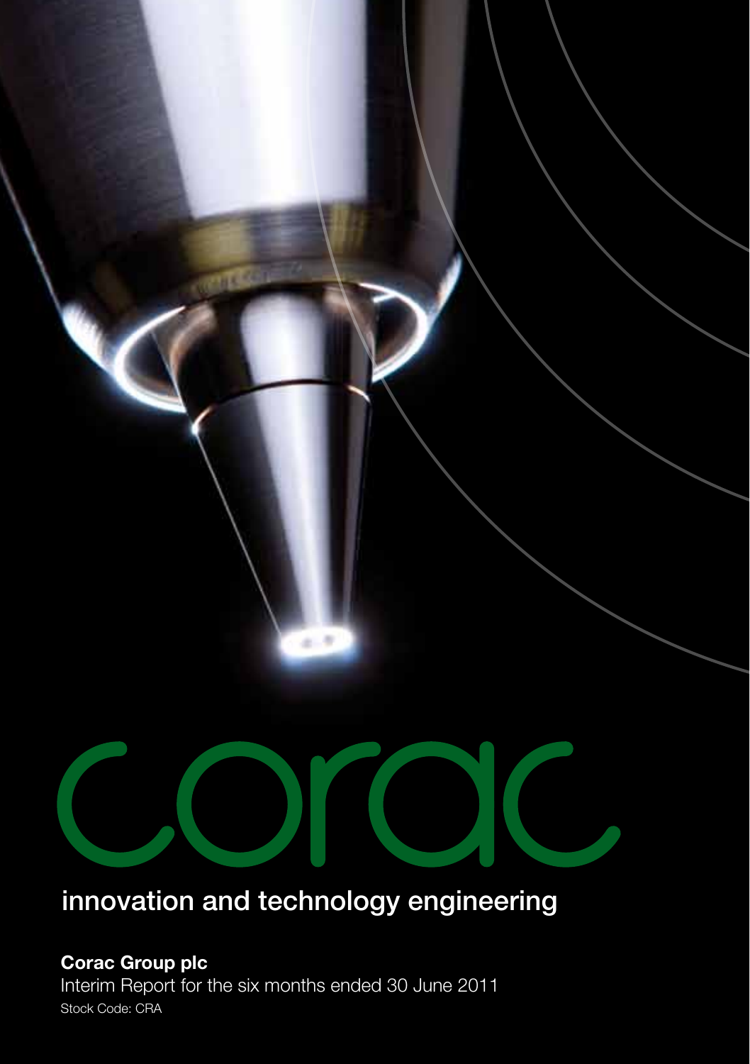# corac

## innovation and technology engineering

**Corac Group plc**

Interim Report for the six months ended 30 June 2011

Stock Code: CRA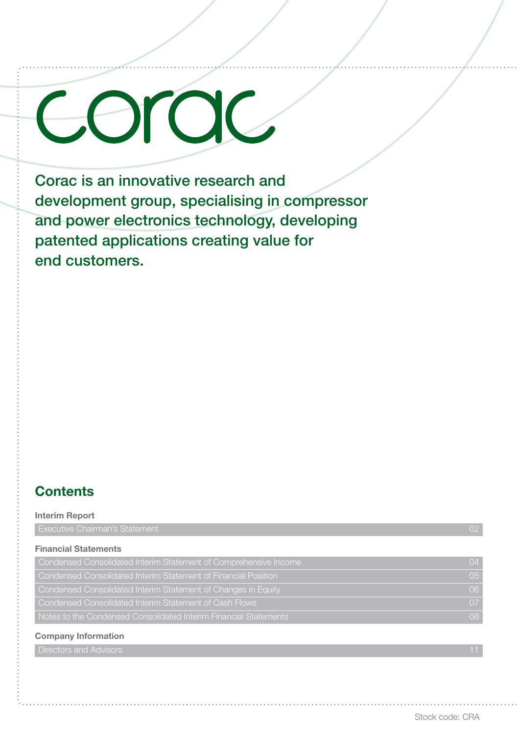# corac

Corac is an innovative research and development group, specialising in compressor and power electronics technology, developing patented applications creating value for end customers.

## Contents

**Interim Report**

| | |
|---|---|
| Executive Chairman's Statement | 02 |

**Financial Statements**

| | |
|---|---|
| Condensed Consolidated Interim Statement of Comprehensive Income | 04 |
| Condensed Consolidated Interim Statement of Financial Position | 05 |
| Condensed Consolidated Interim Statement of Changes in Equity | 06 |
| Condensed Consolidated Interim Statement of Cash Flows | 07 |
| Notes to the Condensed Consolidated Interim Financial Statements | 08 |

**Company Information**

| | |
|---|---|
| Directors and Advisors | 11 |

Stock code: CRA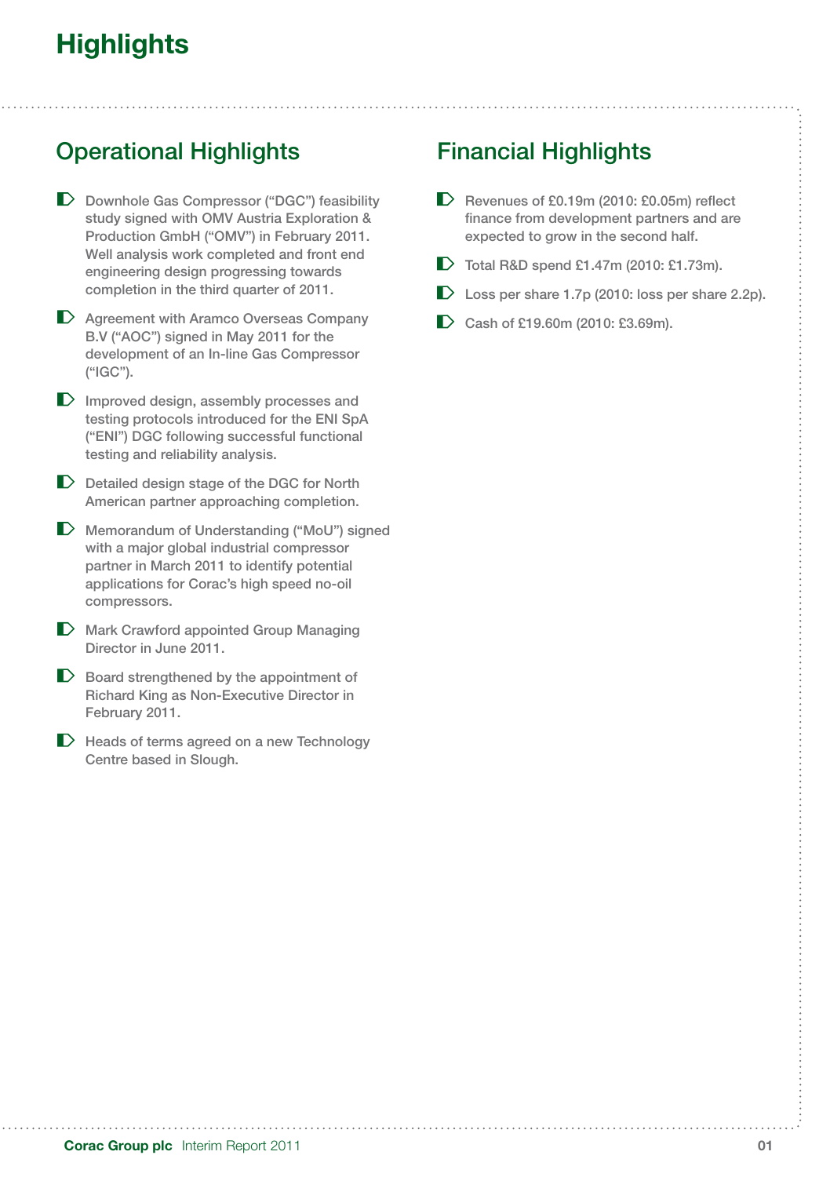# Highlights

## Operational Highlights

- Downhole Gas Compressor ("DGC") feasibility study signed with OMV Austria Exploration & Production GmbH ("OMV") in February 2011. Well analysis work completed and front end engineering design progressing towards completion in the third quarter of 2011.
- Agreement with Aramco Overseas Company B.V ("AOC") signed in May 2011 for the development of an In-line Gas Compressor ("IGC").
- Improved design, assembly processes and testing protocols introduced for the ENI SpA ("ENI") DGC following successful functional testing and reliability analysis.
- Detailed design stage of the DGC for North American partner approaching completion.
- Memorandum of Understanding ("MoU") signed with a major global industrial compressor partner in March 2011 to identify potential applications for Corac's high speed no-oil compressors.
- Mark Crawford appointed Group Managing Director in June 2011.
- Board strengthened by the appointment of Richard King as Non-Executive Director in February 2011.
- Heads of terms agreed on a new Technology Centre based in Slough.

## Financial Highlights

- Revenues of £0.19m (2010: £0.05m) reflect finance from development partners and are expected to grow in the second half.
- Total R&D spend £1.47m (2010: £1.73m).
- Loss per share 1.7p (2010: loss per share 2.2p).
- Cash of £19.60m (2010: £3.69m).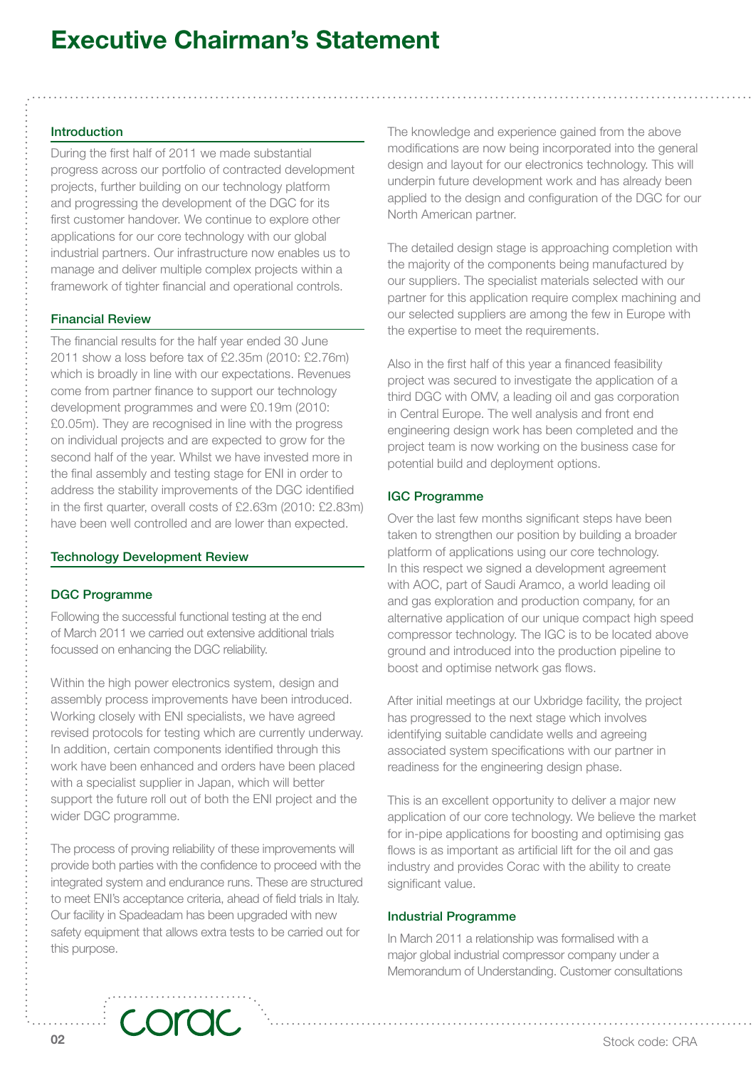# Executive Chairman's Statement

## Introduction

During the first half of 2011 we made substantial progress across our portfolio of contracted development projects, further building on our technology platform and progressing the development of the DGC for its first customer handover. We continue to explore other applications for our core technology with our global industrial partners. Our infrastructure now enables us to manage and deliver multiple complex projects within a framework of tighter financial and operational controls.

## Financial Review

The financial results for the half year ended 30 June 2011 show a loss before tax of £2.35m (2010: £2.76m) which is broadly in line with our expectations. Revenues come from partner finance to support our technology development programmes and were £0.19m (2010: £0.05m). They are recognised in line with the progress on individual projects and are expected to grow for the second half of the year. Whilst we have invested more in the final assembly and testing stage for ENI in order to address the stability improvements of the DGC identified in the first quarter, overall costs of £2.63m (2010: £2.83m) have been well controlled and are lower than expected.

## Technology Development Review

### DGC Programme

Following the successful functional testing at the end of March 2011 we carried out extensive additional trials focussed on enhancing the DGC reliability.

Within the high power electronics system, design and assembly process improvements have been introduced. Working closely with ENI specialists, we have agreed revised protocols for testing which are currently underway. In addition, certain components identified through this work have been enhanced and orders have been placed with a specialist supplier in Japan, which will better support the future roll out of both the ENI project and the wider DGC programme.

The process of proving reliability of these improvements will provide both parties with the confidence to proceed with the integrated system and endurance runs. These are structured to meet ENI's acceptance criteria, ahead of field trials in Italy. Our facility in Spadeadam has been upgraded with new safety equipment that allows extra tests to be carried out for this purpose.

The knowledge and experience gained from the above modifications are now being incorporated into the general design and layout for our electronics technology. This will underpin future development work and has already been applied to the design and configuration of the DGC for our North American partner.

The detailed design stage is approaching completion with the majority of the components being manufactured by our suppliers. The specialist materials selected with our partner for this application require complex machining and our selected suppliers are among the few in Europe with the expertise to meet the requirements.

Also in the first half of this year a financed feasibility project was secured to investigate the application of a third DGC with OMV, a leading oil and gas corporation in Central Europe. The well analysis and front end engineering design work has been completed and the project team is now working on the business case for potential build and deployment options.

### IGC Programme

Over the last few months significant steps have been taken to strengthen our position by building a broader platform of applications using our core technology. In this respect we signed a development agreement with AOC, part of Saudi Aramco, a world leading oil and gas exploration and production company, for an alternative application of our unique compact high speed compressor technology. The IGC is to be located above ground and introduced into the production pipeline to boost and optimise network gas flows.

After initial meetings at our Uxbridge facility, the project has progressed to the next stage which involves identifying suitable candidate wells and agreeing associated system specifications with our partner in readiness for the engineering design phase.

This is an excellent opportunity to deliver a major new application of our core technology. We believe the market for in-pipe applications for boosting and optimising gas flows is as important as artificial lift for the oil and gas industry and provides Corac with the ability to create significant value.

### Industrial Programme

In March 2011 a relationship was formalised with a major global industrial compressor company under a Memorandum of Understanding. Customer consultations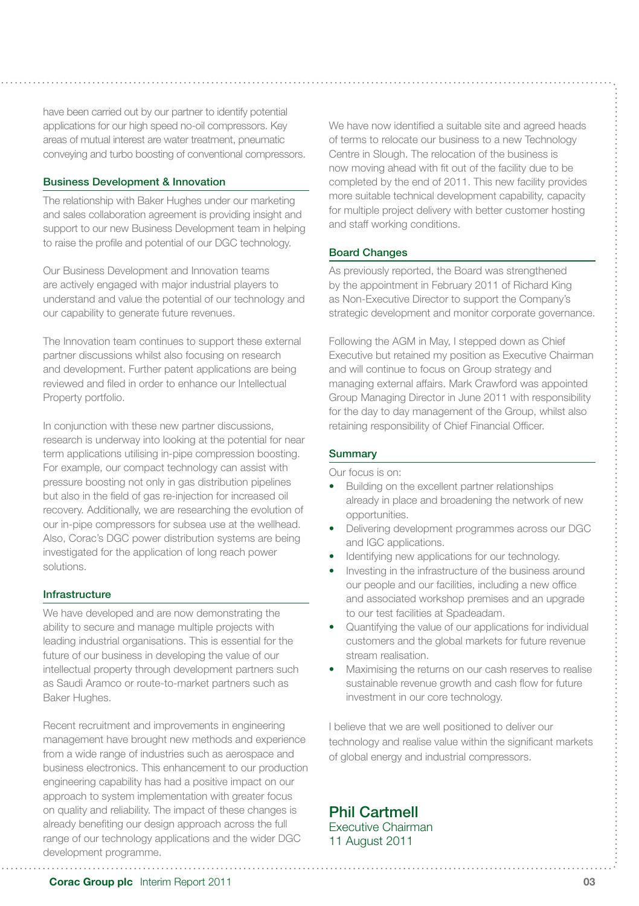have been carried out by our partner to identify potential applications for our high speed no-oil compressors. Key areas of mutual interest are water treatment, pneumatic conveying and turbo boosting of conventional compressors.

### Business Development & Innovation

The relationship with Baker Hughes under our marketing and sales collaboration agreement is providing insight and support to our new Business Development team in helping to raise the profile and potential of our DGC technology.

Our Business Development and Innovation teams are actively engaged with major industrial players to understand and value the potential of our technology and our capability to generate future revenues.

The Innovation team continues to support these external partner discussions whilst also focusing on research and development. Further patent applications are being reviewed and filed in order to enhance our Intellectual Property portfolio.

In conjunction with these new partner discussions, research is underway into looking at the potential for near term applications utilising in-pipe compression boosting. For example, our compact technology can assist with pressure boosting not only in gas distribution pipelines but also in the field of gas re-injection for increased oil recovery. Additionally, we are researching the evolution of our in-pipe compressors for subsea use at the wellhead. Also, Corac's DGC power distribution systems are being investigated for the application of long reach power solutions.

### Infrastructure

We have developed and are now demonstrating the ability to secure and manage multiple projects with leading industrial organisations. This is essential for the future of our business in developing the value of our intellectual property through development partners such as Saudi Aramco or route-to-market partners such as Baker Hughes.

Recent recruitment and improvements in engineering management have brought new methods and experience from a wide range of industries such as aerospace and business electronics. This enhancement to our production engineering capability has had a positive impact on our approach to system implementation with greater focus on quality and reliability. The impact of these changes is already benefiting our design approach across the full range of our technology applications and the wider DGC development programme.

We have now identified a suitable site and agreed heads of terms to relocate our business to a new Technology Centre in Slough. The relocation of the business is now moving ahead with fit out of the facility due to be completed by the end of 2011. This new facility provides more suitable technical development capability, capacity for multiple project delivery with better customer hosting and staff working conditions.

### Board Changes

As previously reported, the Board was strengthened by the appointment in February 2011 of Richard King as Non-Executive Director to support the Company's strategic development and monitor corporate governance.

Following the AGM in May, I stepped down as Chief Executive but retained my position as Executive Chairman and will continue to focus on Group strategy and managing external affairs. Mark Crawford was appointed Group Managing Director in June 2011 with responsibility for the day to day management of the Group, whilst also retaining responsibility of Chief Financial Officer.

### Summary

Our focus is on:

- Building on the excellent partner relationships already in place and broadening the network of new opportunities.
- Delivering development programmes across our DGC and IGC applications.
- Identifying new applications for our technology.
- Investing in the infrastructure of the business around our people and our facilities, including a new office and associated workshop premises and an upgrade to our test facilities at Spadeadam.
- Quantifying the value of our applications for individual customers and the global markets for future revenue stream realisation.
- Maximising the returns on our cash reserves to realise sustainable revenue growth and cash flow for future investment in our core technology.

I believe that we are well positioned to deliver our technology and realise value within the significant markets of global energy and industrial compressors.

**Phil Cartmell**
Executive Chairman
11 August 2011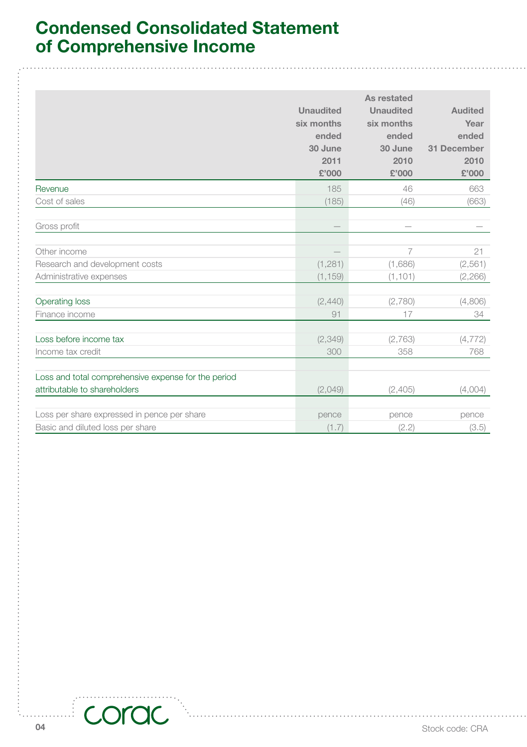# Condensed Consolidated Statement of Comprehensive Income

| | Unaudited six months ended 30 June 2011 £'000 | As restated Unaudited six months ended 30 June 2010 £'000 | Audited Year ended 31 December 2010 £'000 |
|---|---|---|---|
| Revenue | 185 | 46 | 663 |
| Cost of sales | (185) | (46) | (663) |
| Gross profit | — | — | — |
| Other income | — | 7 | 21 |
| Research and development costs | (1,281) | (1,686) | (2,561) |
| Administrative expenses | (1,159) | (1,101) | (2,266) |
| Operating loss | (2,440) | (2,780) | (4,806) |
| Finance income | 91 | 17 | 34 |
| Loss before income tax | (2,349) | (2,763) | (4,772) |
| Income tax credit | 300 | 358 | 768 |
| Loss and total comprehensive expense for the period attributable to shareholders | (2,049) | (2,405) | (4,004) |
| Loss per share expressed in pence per share | pence | pence | pence |
| Basic and diluted loss per share | (1.7) | (2.2) | (3.5) |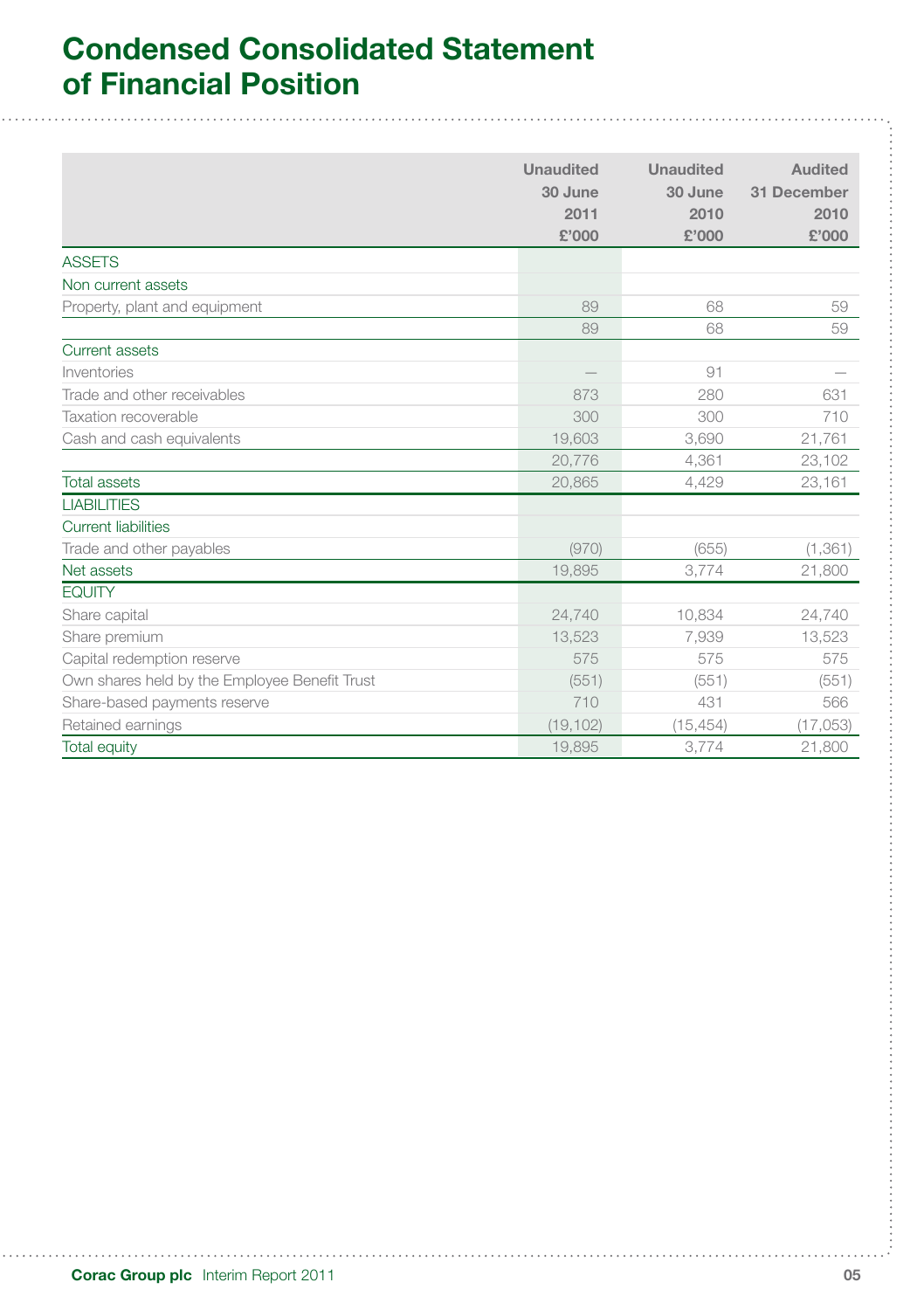# Condensed Consolidated Statement of Financial Position

| | Unaudited 30 June 2011 £'000 | Unaudited 30 June 2010 £'000 | Audited 31 December 2010 £'000 |
|---|---|---|---|
| ASSETS | | | |
| Non current assets | | | |
| Property, plant and equipment | 89 | 68 | 59 |
| | 89 | 68 | 59 |
| Current assets | | | |
| Inventories | — | 91 | — |
| Trade and other receivables | 873 | 280 | 631 |
| Taxation recoverable | 300 | 300 | 710 |
| Cash and cash equivalents | 19,603 | 3,690 | 21,761 |
| | 20,776 | 4,361 | 23,102 |
| Total assets | 20,865 | 4,429 | 23,161 |
| LIABILITIES | | | |
| Current liabilities | | | |
| Trade and other payables | (970) | (655) | (1,361) |
| Net assets | 19,895 | 3,774 | 21,800 |
| EQUITY | | | |
| Share capital | 24,740 | 10,834 | 24,740 |
| Share premium | 13,523 | 7,939 | 13,523 |
| Capital redemption reserve | 575 | 575 | 575 |
| Own shares held by the Employee Benefit Trust | (551) | (551) | (551) |
| Share-based payments reserve | 710 | 431 | 566 |
| Retained earnings | (19,102) | (15,454) | (17,053) |
| Total equity | 19,895 | 3,774 | 21,800 |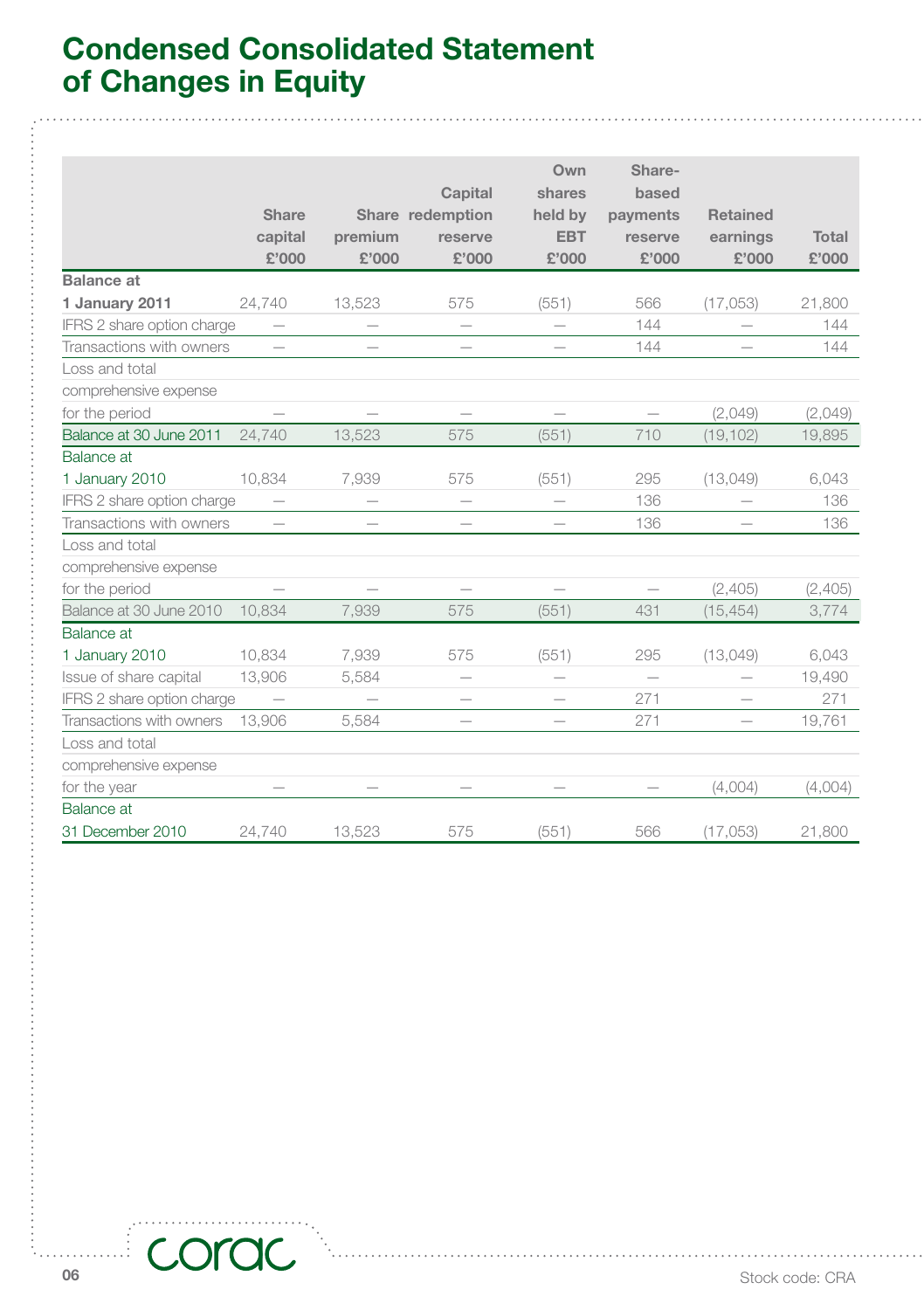# Condensed Consolidated Statement of Changes in Equity

| | Share capital £'000 | Share premium £'000 | Capital redemption reserve £'000 | Own shares held by EBT £'000 | Share-based payments reserve £'000 | Retained earnings £'000 | Total £'000 |
|---|---|---|---|---|---|---|---|
| **Balance at 1 January 2011** | 24,740 | 13,523 | 575 | (551) | 566 | (17,053) | 21,800 |
| IFRS 2 share option charge | — | — | — | — | 144 | — | 144 |
| Transactions with owners | — | — | — | — | 144 | — | 144 |
| Loss and total comprehensive expense for the period | — | — | — | — | — | (2,049) | (2,049) |
| Balance at 30 June 2011 | 24,740 | 13,523 | 575 | (551) | 710 | (19,102) | 19,895 |
| Balance at 1 January 2010 | 10,834 | 7,939 | 575 | (551) | 295 | (13,049) | 6,043 |
| IFRS 2 share option charge | — | — | — | — | 136 | — | 136 |
| Transactions with owners | — | — | — | — | 136 | — | 136 |
| Loss and total comprehensive expense for the period | — | — | — | — | — | (2,405) | (2,405) |
| Balance at 30 June 2010 | 10,834 | 7,939 | 575 | (551) | 431 | (15,454) | 3,774 |
| Balance at 1 January 2010 | 10,834 | 7,939 | 575 | (551) | 295 | (13,049) | 6,043 |
| Issue of share capital | 13,906 | 5,584 | — | — | — | — | 19,490 |
| IFRS 2 share option charge | — | — | — | — | 271 | — | 271 |
| Transactions with owners | 13,906 | 5,584 | — | — | 271 | — | 19,761 |
| Loss and total comprehensive expense for the year | — | — | — | — | — | (4,004) | (4,004) |
| Balance at 31 December 2010 | 24,740 | 13,523 | 575 | (551) | 566 | (17,053) | 21,800 |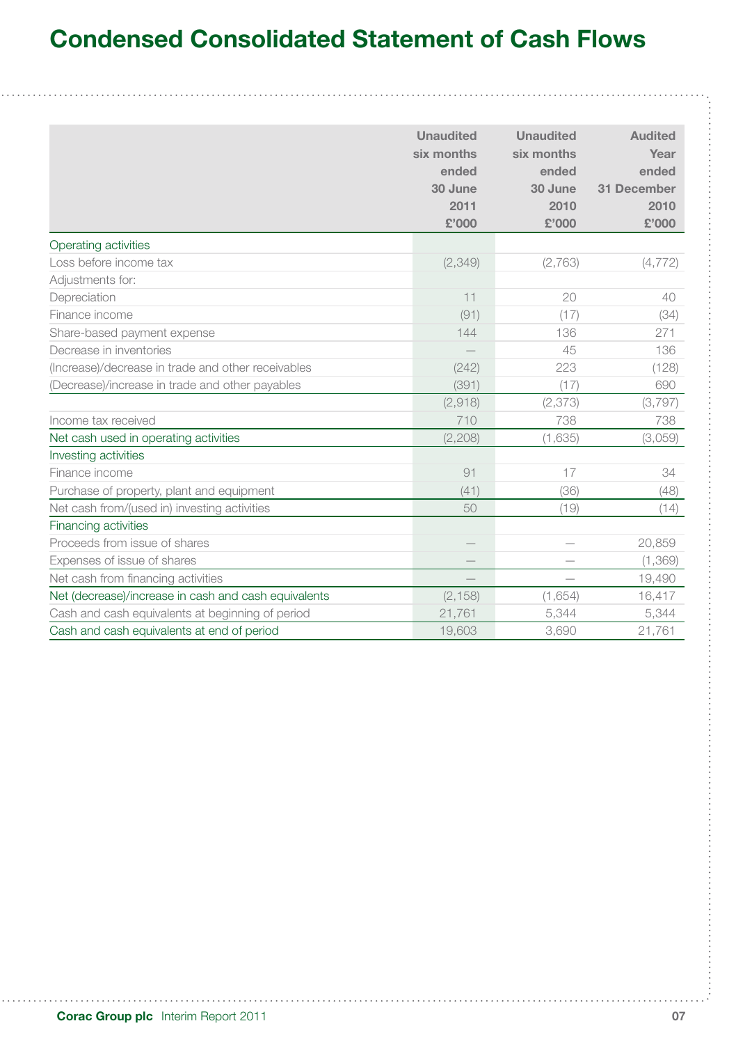# Condensed Consolidated Statement of Cash Flows

| | Unaudited six months ended 30 June 2011 £'000 | Unaudited six months ended 30 June 2010 £'000 | Audited Year ended 31 December 2010 £'000 |
|---|---|---|---|
| Operating activities | | | |
| Loss before income tax | (2,349) | (2,763) | (4,772) |
| Adjustments for: | | | |
| Depreciation | 11 | 20 | 40 |
| Finance income | (91) | (17) | (34) |
| Share-based payment expense | 144 | 136 | 271 |
| Decrease in inventories | — | 45 | 136 |
| (Increase)/decrease in trade and other receivables | (242) | 223 | (128) |
| (Decrease)/increase in trade and other payables | (391) | (17) | 690 |
| | (2,918) | (2,373) | (3,797) |
| Income tax received | 710 | 738 | 738 |
| Net cash used in operating activities | (2,208) | (1,635) | (3,059) |
| Investing activities | | | |
| Finance income | 91 | 17 | 34 |
| Purchase of property, plant and equipment | (41) | (36) | (48) |
| Net cash from/(used in) investing activities | 50 | (19) | (14) |
| Financing activities | | | |
| Proceeds from issue of shares | — | — | 20,859 |
| Expenses of issue of shares | — | — | (1,369) |
| Net cash from financing activities | — | — | 19,490 |
| Net (decrease)/increase in cash and cash equivalents | (2,158) | (1,654) | 16,417 |
| Cash and cash equivalents at beginning of period | 21,761 | 5,344 | 5,344 |
| Cash and cash equivalents at end of period | 19,603 | 3,690 | 21,761 |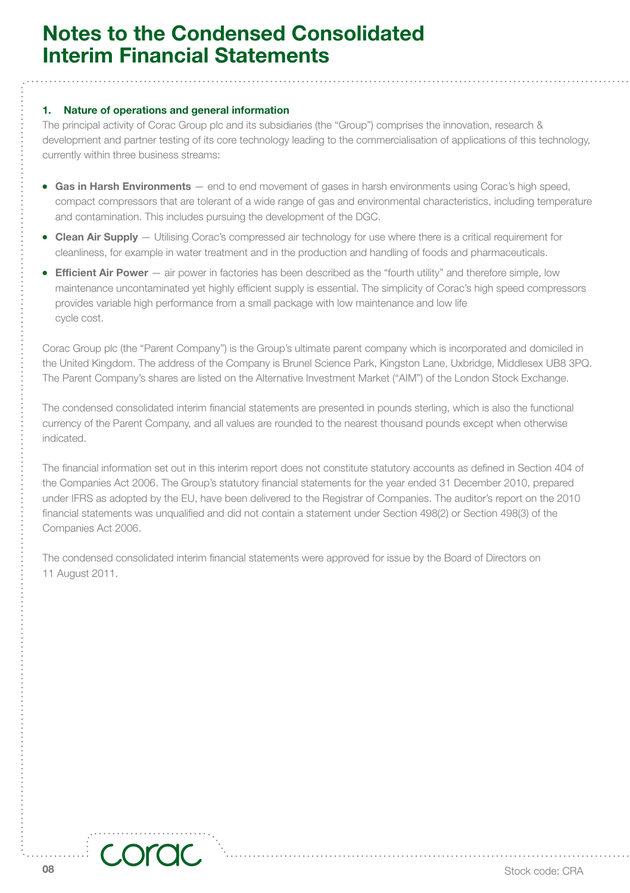# Notes to the Condensed Consolidated Interim Financial Statements

### 1. Nature of operations and general information

The principal activity of Corac Group plc and its subsidiaries (the "Group") comprises the innovation, research & development and partner testing of its core technology leading to the commercialisation of applications of this technology, currently within three business streams:

- **Gas in Harsh Environments** — end to end movement of gases in harsh environments using Corac's high speed, compact compressors that are tolerant of a wide range of gas and environmental characteristics, including temperature and contamination. This includes pursuing the development of the DGC.
- **Clean Air Supply** — Utilising Corac's compressed air technology for use where there is a critical requirement for cleanliness, for example in water treatment and in the production and handling of foods and pharmaceuticals.
- **Efficient Air Power** — air power in factories has been described as the "fourth utility" and therefore simple, low maintenance uncontaminated yet highly efficient supply is essential. The simplicity of Corac's high speed compressors provides variable high performance from a small package with low maintenance and low life cycle cost.

Corac Group plc (the "Parent Company") is the Group's ultimate parent company which is incorporated and domiciled in the United Kingdom. The address of the Company is Brunel Science Park, Kingston Lane, Uxbridge, Middlesex UB8 3PQ. The Parent Company's shares are listed on the Alternative Investment Market ("AIM") of the London Stock Exchange.

The condensed consolidated interim financial statements are presented in pounds sterling, which is also the functional currency of the Parent Company, and all values are rounded to the nearest thousand pounds except when otherwise indicated.

The financial information set out in this interim report does not constitute statutory accounts as defined in Section 404 of the Companies Act 2006. The Group's statutory financial statements for the year ended 31 December 2010, prepared under IFRS as adopted by the EU, have been delivered to the Registrar of Companies. The auditor's report on the 2010 financial statements was unqualified and did not contain a statement under Section 498(2) or Section 498(3) of the Companies Act 2006.

The condensed consolidated interim financial statements were approved for issue by the Board of Directors on 11 August 2011.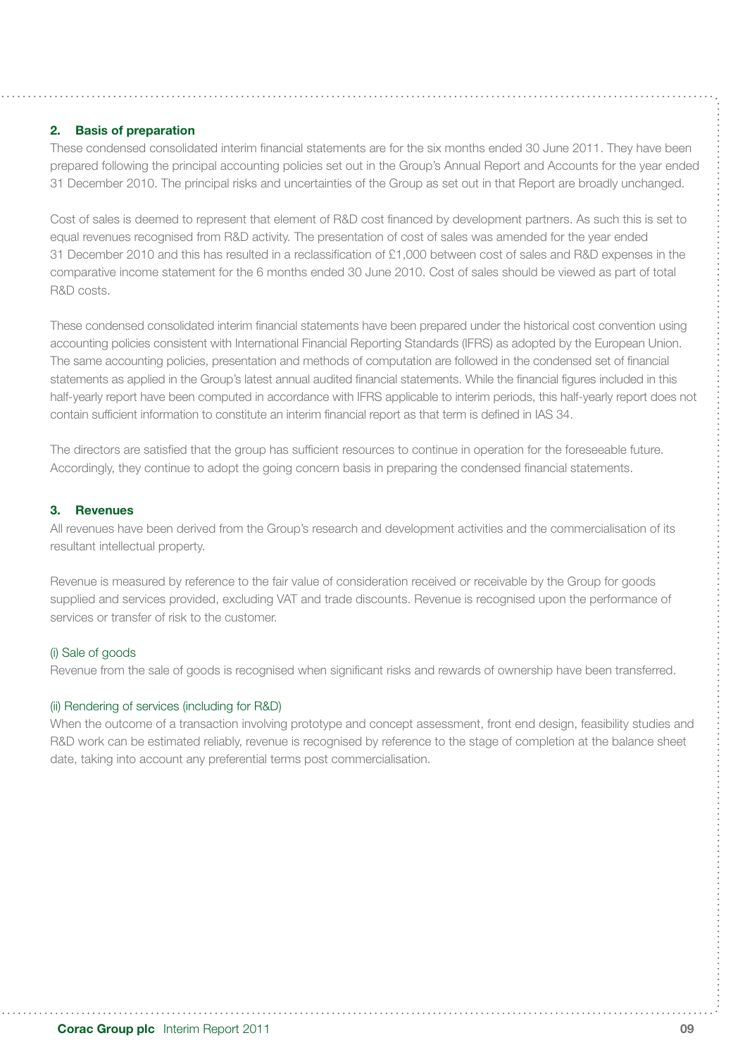## 2. Basis of preparation

These condensed consolidated interim financial statements are for the six months ended 30 June 2011. They have been prepared following the principal accounting policies set out in the Group's Annual Report and Accounts for the year ended 31 December 2010. The principal risks and uncertainties of the Group as set out in that Report are broadly unchanged.

Cost of sales is deemed to represent that element of R&D cost financed by development partners. As such this is set to equal revenues recognised from R&D activity. The presentation of cost of sales was amended for the year ended 31 December 2010 and this has resulted in a reclassification of £1,000 between cost of sales and R&D expenses in the comparative income statement for the 6 months ended 30 June 2010. Cost of sales should be viewed as part of total R&D costs.

These condensed consolidated interim financial statements have been prepared under the historical cost convention using accounting policies consistent with International Financial Reporting Standards (IFRS) as adopted by the European Union. The same accounting policies, presentation and methods of computation are followed in the condensed set of financial statements as applied in the Group's latest annual audited financial statements. While the financial figures included in this half-yearly report have been computed in accordance with IFRS applicable to interim periods, this half-yearly report does not contain sufficient information to constitute an interim financial report as that term is defined in IAS 34.

The directors are satisfied that the group has sufficient resources to continue in operation for the foreseeable future. Accordingly, they continue to adopt the going concern basis in preparing the condensed financial statements.

## 3. Revenues

All revenues have been derived from the Group's research and development activities and the commercialisation of its resultant intellectual property.

Revenue is measured by reference to the fair value of consideration received or receivable by the Group for goods supplied and services provided, excluding VAT and trade discounts. Revenue is recognised upon the performance of services or transfer of risk to the customer.

### (i) Sale of goods

Revenue from the sale of goods is recognised when significant risks and rewards of ownership have been transferred.

### (ii) Rendering of services (including for R&D)

When the outcome of a transaction involving prototype and concept assessment, front end design, feasibility studies and R&D work can be estimated reliably, revenue is recognised by reference to the stage of completion at the balance sheet date, taking into account any preferential terms post commercialisation.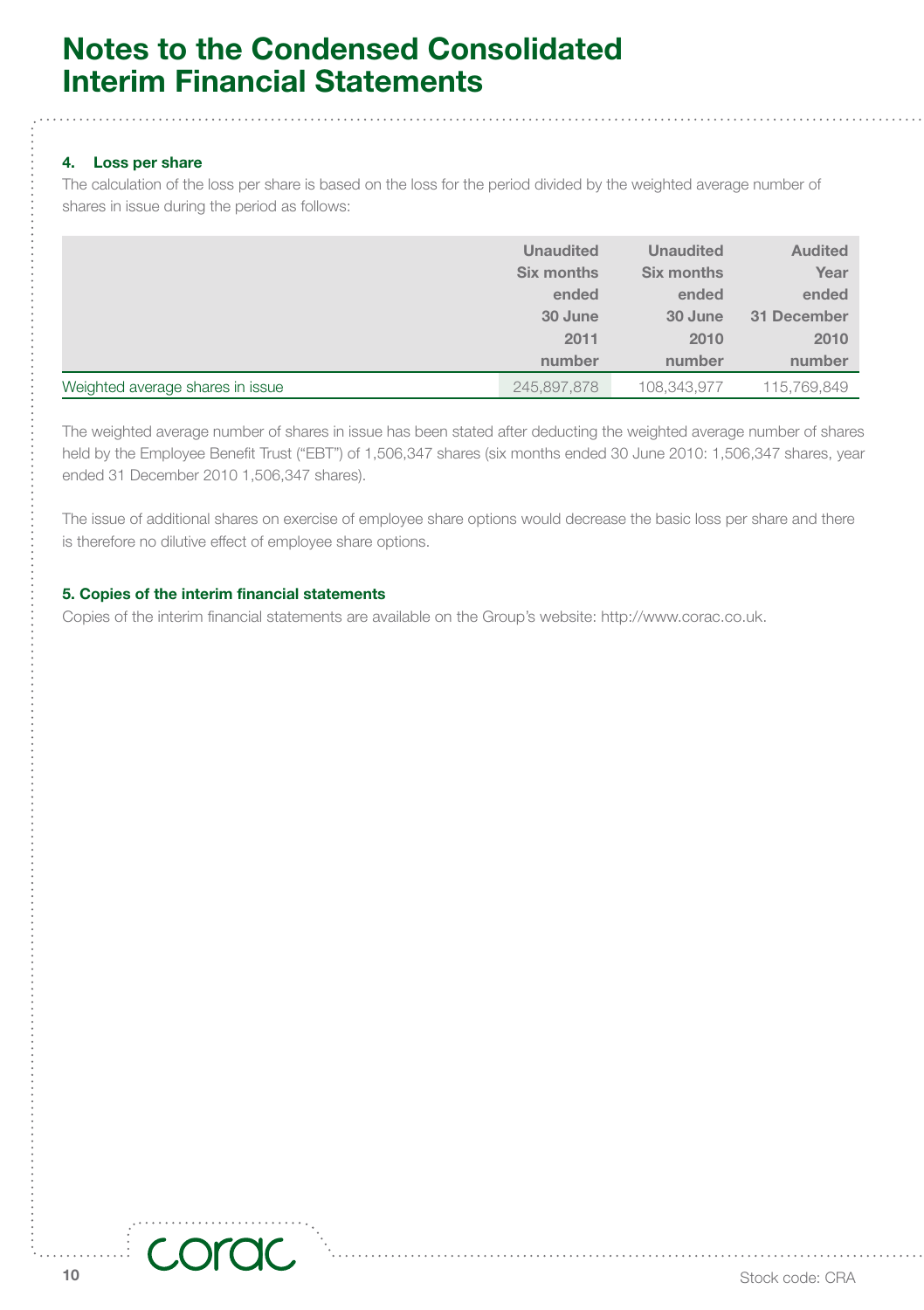# Notes to the Condensed Consolidated Interim Financial Statements

### 4. Loss per share

The calculation of the loss per share is based on the loss for the period divided by the weighted average number of shares in issue during the period as follows:

| | Unaudited Six months ended 30 June 2011 number | Unaudited Six months ended 30 June 2010 number | Audited Year ended 31 December 2010 number |
|---|---|---|---|
| Weighted average shares in issue | 245,897,878 | 108,343,977 | 115,769,849 |

The weighted average number of shares in issue has been stated after deducting the weighted average number of shares held by the Employee Benefit Trust ("EBT") of 1,506,347 shares (six months ended 30 June 2010: 1,506,347 shares, year ended 31 December 2010 1,506,347 shares).

The issue of additional shares on exercise of employee share options would decrease the basic loss per share and there is therefore no dilutive effect of employee share options.

### 5. Copies of the interim financial statements

Copies of the interim financial statements are available on the Group's website: http://www.corac.co.uk.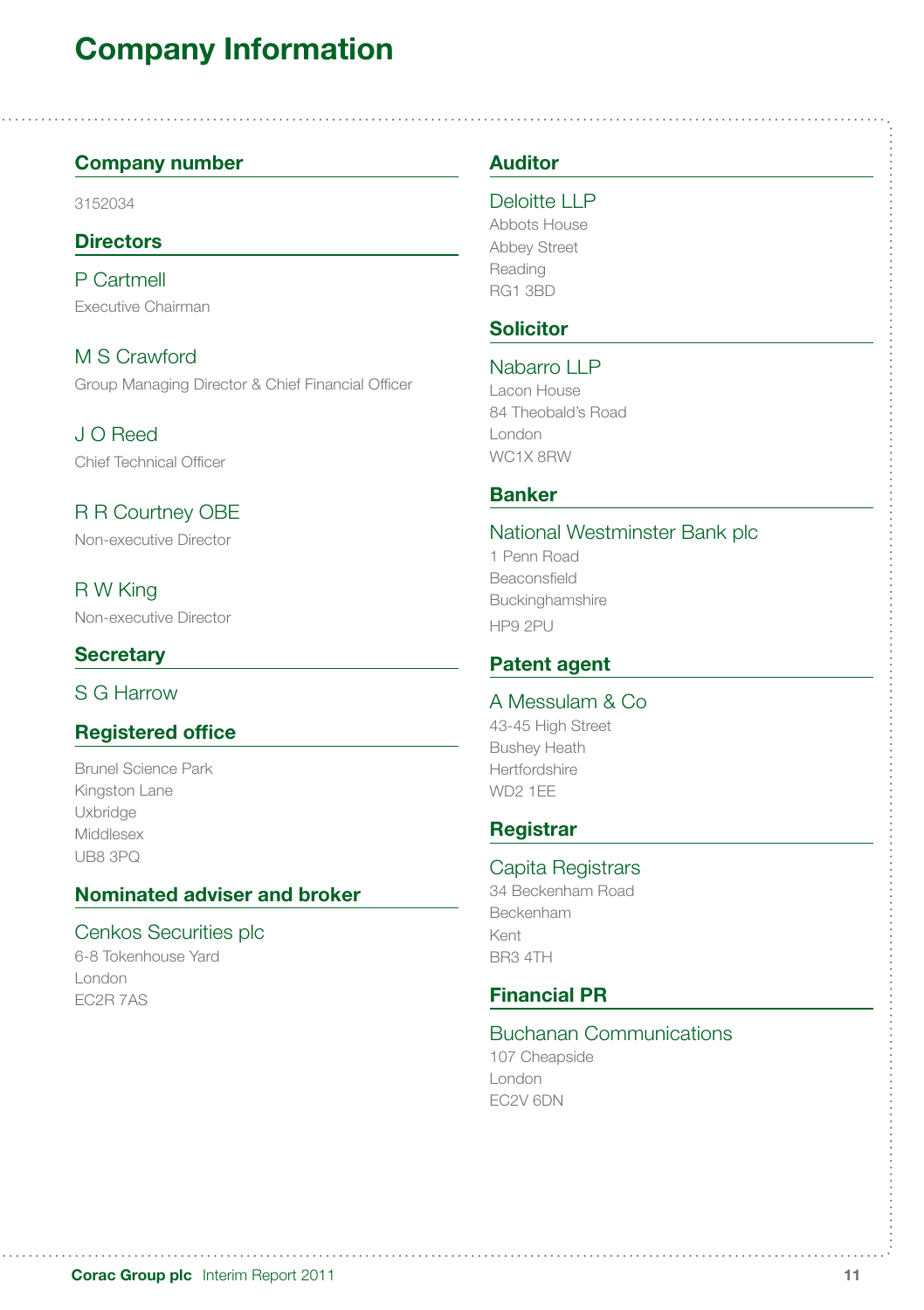# Company Information

## Company number

3152034

## Directors

P Cartmell
Executive Chairman

M S Crawford
Group Managing Director & Chief Financial Officer

J O Reed
Chief Technical Officer

R R Courtney OBE
Non-executive Director

R W King
Non-executive Director

## Secretary

S G Harrow

## Registered office

Brunel Science Park
Kingston Lane
Uxbridge
Middlesex
UB8 3PQ

## Nominated adviser and broker

Cenkos Securities plc
6-8 Tokenhouse Yard
London
EC2R 7AS

## Auditor

Deloitte LLP
Abbots House
Abbey Street
Reading
RG1 3BD

## Solicitor

Nabarro LLP
Lacon House
84 Theobald's Road
London
WC1X 8RW

## Banker

National Westminster Bank plc
1 Penn Road
Beaconsfield
Buckinghamshire
HP9 2PU

## Patent agent

A Messulam & Co
43-45 High Street
Bushey Heath
Hertfordshire
WD2 1EE

## Registrar

Capita Registrars
34 Beckenham Road
Beckenham
Kent
BR3 4TH

## Financial PR

Buchanan Communications
107 Cheapside
London
EC2V 6DN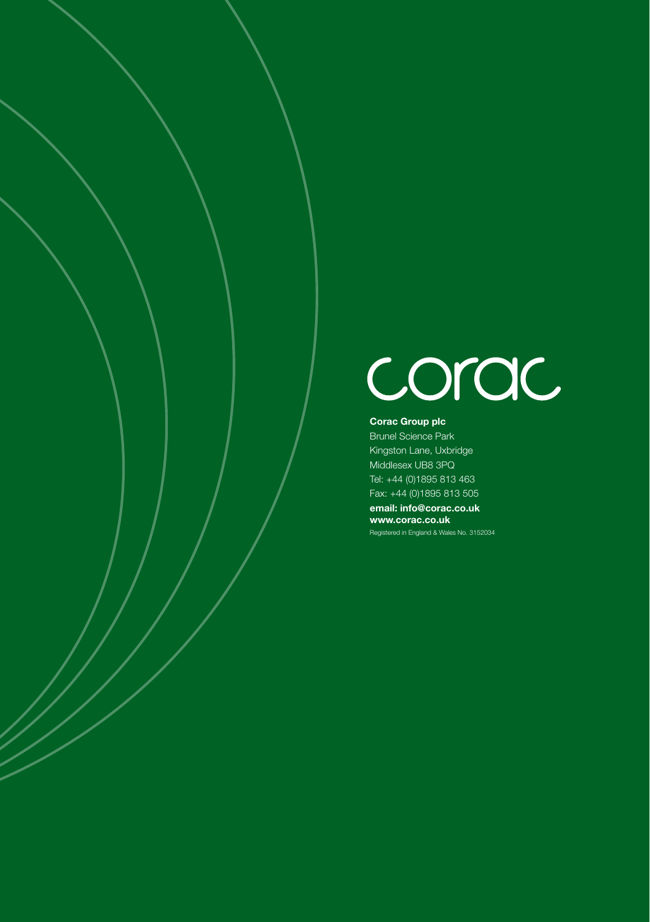corac

**Corac Group plc**
Brunel Science Park
Kingston Lane, Uxbridge
Middlesex UB8 3PQ
Tel: +44 (0)1895 813 463
Fax: +44 (0)1895 813 505
**email: info@corac.co.uk**
**www.corac.co.uk**
Registered in England & Wales No. 3152034